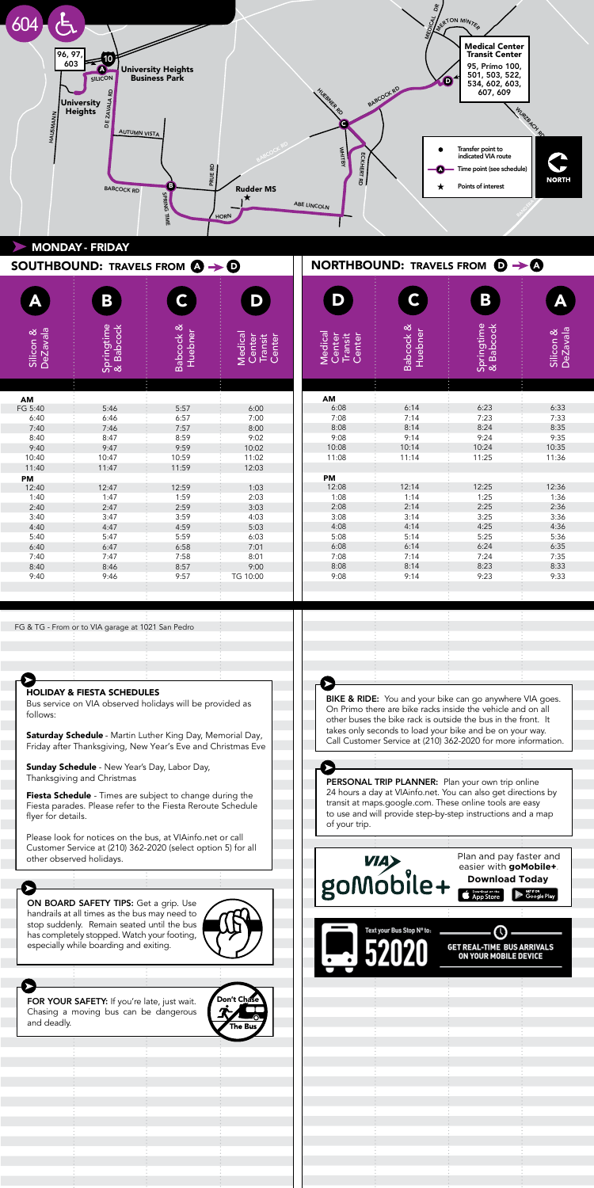# 604

**MONDAY - FRIDAY**

## SOUTHBOUND: TRAVELS FROM A → D

| A Silicon & DeZavala | B Springtime & Babcock | C Babcock & Huebner | D Medical Center Transit Center |
|---|---|---|---|
| **AM** | | | |
| FG 5:40 | 5:46 | 5:57 | 6:00 |
| 6:40 | 6:46 | 6:57 | 7:00 |
| 7:40 | 7:46 | 7:57 | 8:00 |
| 8:40 | 8:47 | 8:59 | 9:02 |
| 9:40 | 9:47 | 9:59 | 10:02 |
| 10:40 | 10:47 | 10:59 | 11:02 |
| 11:40 | 11:47 | 11:59 | 12:03 |
| **PM** | | | |
| 12:40 | 12:47 | 12:59 | 1:03 |
| 1:40 | 1:47 | 1:59 | 2:03 |
| 2:40 | 2:47 | 2:59 | 3:03 |
| 3:40 | 3:47 | 3:59 | 4:03 |
| 4:40 | 4:47 | 4:59 | 5:03 |
| 5:40 | 5:47 | 5:59 | 6:03 |
| 6:40 | 6:47 | 6:58 | 7:01 |
| 7:40 | 7:47 | 7:58 | 8:01 |
| 8:40 | 8:46 | 8:57 | 9:00 |
| 9:40 | 9:46 | 9:57 | TG 10:00 |

FG & TG - From or to VIA garage at 1021 San Pedro

## NORTHBOUND: TRAVELS FROM D → A

| D Medical Center Transit Center | C Babcock & Huebner | B Springtime & Babcock | A Silicon & DeZavala |
|---|---|---|---|
| **AM** | | | |
| 6:08 | 6:14 | 6:23 | 6:33 |
| 7:08 | 7:14 | 7:23 | 7:33 |
| 8:08 | 8:14 | 8:24 | 8:35 |
| 9:08 | 9:14 | 9:24 | 9:35 |
| 10:08 | 10:14 | 10:24 | 10:35 |
| 11:08 | 11:14 | 11:25 | 11:36 |
| **PM** | | | |
| 12:08 | 12:14 | 12:25 | 12:36 |
| 1:08 | 1:14 | 1:25 | 1:36 |
| 2:08 | 2:14 | 2:25 | 2:36 |
| 3:08 | 3:14 | 3:25 | 3:36 |
| 4:08 | 4:14 | 4:25 | 4:36 |
| 5:08 | 5:14 | 5:25 | 5:36 |
| 6:08 | 6:14 | 6:24 | 6:35 |
| 7:08 | 7:14 | 7:24 | 7:35 |
| 8:08 | 8:14 | 8:23 | 8:33 |
| 9:08 | 9:14 | 9:23 | 9:33 |

Medical Center Transit Center: 95, Primo 100, 501, 503, 522, 534, 602, 603, 607, 609

- ● Transfer point to indicated VIA route
- Ⓐ Time point (see schedule)
- ★ Points of interest

### HOLIDAY & FIESTA SCHEDULES

Bus service on VIA observed holidays will be provided as follows:

**Saturday Schedule** - Martin Luther King Day, Memorial Day, Friday after Thanksgiving, New Year's Eve and Christmas Eve

**Sunday Schedule** - New Year's Day, Labor Day, Thanksgiving and Christmas

**Fiesta Schedule** - Times are subject to change during the Fiesta parades. Please refer to the Fiesta Reroute Schedule flyer for details.

Please look for notices on the bus, at VIAinfo.net or call Customer Service at (210) 362-2020 (select option 5) for all other observed holidays.

**ON BOARD SAFETY TIPS:** Get a grip. Use handrails at all times as the bus may need to stop suddenly. Remain seated until the bus has completely stopped. Watch your footing, especially while boarding and exiting.

**FOR YOUR SAFETY:** If you're late, just wait. Chasing a moving bus can be dangerous and deadly.

**BIKE & RIDE:** You and your bike can go anywhere VIA goes. On Primo there are bike racks inside the vehicle and on all other buses the bike rack is outside the bus in the front. It takes only seconds to load your bike and be on your way. Call Customer Service at (210) 362-2020 for more information.

**PERSONAL TRIP PLANNER:** Plan your own trip online 24 hours a day at VIAinfo.net. You can also get directions by transit at maps.google.com. These online tools are easy to use and will provide step-by-step instructions and a map of your trip.

VIA goMobile+ — Plan and pay faster and easier with **goMobile+**. **Download Today**

Text your Bus Stop N° to: 52020 — GET REAL-TIME BUS ARRIVALS ON YOUR MOBILE DEVICE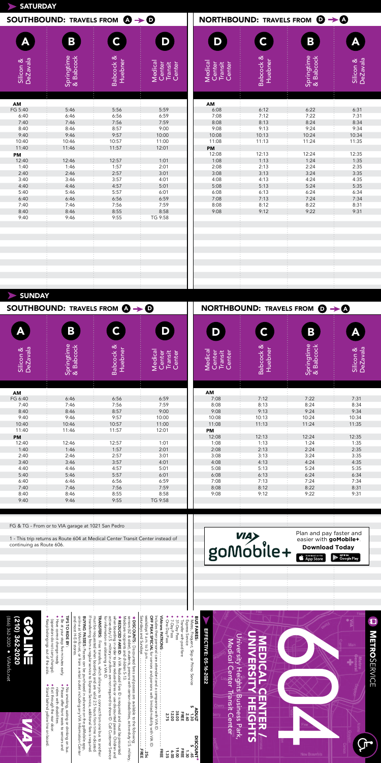# SATURDAY

## SOUTHBOUND: TRAVELS FROM A → D

| A Silicon & DeZavala | B Springtime & Babcock | C Babcock & Huebner | D Medical Center Transit Center |
|---|---|---|---|
| **AM** | | | |
| FG 5:40 | 5:46 | 5:56 | 5:59 |
| 6:40 | 6:46 | 6:56 | 6:59 |
| 7:40 | 7:46 | 7:56 | 7:59 |
| 8:40 | 8:46 | 8:57 | 9:00 |
| 9:40 | 9:46 | 9:57 | 10:00 |
| 10:40 | 10:46 | 10:57 | 11:00 |
| 11:40 | 11:46 | 11:57 | 12:01 |
| **PM** | | | |
| 12:40 | 12:46 | 12:57 | 1:01 |
| 1:40 | 1:46 | 1:57 | 2:01 |
| 2:40 | 2:46 | 2:57 | 3:01 |
| 3:40 | 3:46 | 3:57 | 4:01 |
| 4:40 | 4:46 | 4:57 | 5:01 |
| 5:40 | 5:46 | 5:57 | 6:01 |
| 6:40 | 6:46 | 6:56 | 6:59 |
| 7:40 | 7:46 | 7:56 | 7:59 |
| 8:40 | 8:46 | 8:55 | 8:58 |
| 9:40 | 9:46 | 9:55 | TG 9:58 |

## NORTHBOUND: TRAVELS FROM D → A

| D Medical Center Transit Center | C Babcock & Huebner | B Springtime & Babcock | A Silicon & DeZavala |
|---|---|---|---|
| **AM** | | | |
| 6:08 | 6:12 | 6:22 | 6:31 |
| 7:08 | 7:12 | 7:22 | 7:31 |
| 8:08 | 8:13 | 8:24 | 8:34 |
| 9:08 | 9:13 | 9:24 | 9:34 |
| 10:08 | 10:13 | 10:24 | 10:34 |
| 11:08 | 11:13 | 11:24 | 11:35 |
| **PM** | | | |
| 12:08 | 12:13 | 12:24 | 12:35 |
| 1:08 | 1:13 | 1:24 | 1:35 |
| 2:08 | 2:13 | 2:24 | 2:35 |
| 3:08 | 3:13 | 3:24 | 3:35 |
| 4:08 | 4:13 | 4:24 | 4:35 |
| 5:08 | 5:13 | 5:24 | 5:35 |
| 6:08 | 6:13 | 6:24 | 6:34 |
| 7:08 | 7:13 | 7:24 | 7:34 |
| 8:08 | 8:12 | 8:22 | 8:31 |
| 9:08 | 9:12 | 9:22 | 9:31 |

# SUNDAY

## SOUTHBOUND: TRAVELS FROM A → D

| A Silicon & DeZavala | B Springtime & Babcock | C Babcock & Huebner | D Medical Center Transit Center |
|---|---|---|---|
| **AM** | | | |
| FG 6:40 | 6:46 | 6:56 | 6:59 |
| 7:40 | 7:46 | 7:56 | 7:59 |
| 8:40 | 8:46 | 8:57 | 9:00 |
| 9:40 | 9:46 | 9:57 | 10:00 |
| 10:40 | 10:46 | 10:57 | 11:00 |
| 11:40 | 11:46 | 11:57 | 12:01 |
| **PM** | | | |
| 12:40 | 12:46 | 12:57 | 1:01 |
| 1:40 | 1:46 | 1:57 | 2:01 |
| 2:40 | 2:46 | 2:57 | 3:01 |
| 3:40 | 3:46 | 3:57 | 4:01 |
| 4:40 | 4:46 | 4:57 | 5:01 |
| 5:40 | 5:46 | 5:57 | 6:01 |
| 6:40 | 6:46 | 6:56 | 6:59 |
| 7:40 | 7:46 | 7:56 | 7:59 |
| 8:40 | 8:46 | 8:55 | 8:58 |
| 9:40 | 9:46 | 9:55 | TG 9:58 |

## NORTHBOUND: TRAVELS FROM D → A

| D Medical Center Transit Center | C Babcock & Huebner | B Springtime & Babcock | A Silicon & DeZavala |
|---|---|---|---|
| **AM** | | | |
| 7:08 | 7:12 | 7:22 | 7:31 |
| 8:08 | 8:13 | 8:24 | 8:34 |
| 9:08 | 9:13 | 9:24 | 9:34 |
| 10:08 | 10:13 | 10:24 | 10:34 |
| 11:08 | 11:13 | 11:24 | 11:35 |
| **PM** | | | |
| 12:08 | 12:13 | 12:24 | 12:35 |
| 1:08 | 1:13 | 1:24 | 1:35 |
| 2:08 | 2:13 | 2:24 | 2:35 |
| 3:08 | 3:13 | 3:24 | 3:35 |
| 4:08 | 4:13 | 4:24 | 4:35 |
| 5:08 | 5:13 | 5:24 | 5:35 |
| 6:08 | 6:13 | 6:24 | 6:34 |
| 7:08 | 7:13 | 7:24 | 7:34 |
| 8:08 | 8:12 | 8:22 | 8:31 |
| 9:08 | 9:12 | 9:22 | 9:31 |

FG & TG - From or to VIA garage at 1021 San Pedro

1 - This trip returns as Route 604 at Medical Center Transit Center instead of continuing as Route 606.

VIA goMobile+ — Plan and pay faster and easier with **goMobile+**. **Download Today** — Download on the App Store | Get it on Google Play

METROSERVICE

# 604 MEDICAL CENTER / UNIVERSITY HEIGHTS

University Heights Business Park, Medical Center Transit Center

**EFFECTIVE 05-16-2022**

**BUS FARES:**

| | ADULT | DISCOUNT* |
|---|---|---|
| • Metro, Frequent, Skip or Primo Service | $ 1.30 | $ .65 |
| Express Service | 2.60 | 1.30 |
| • Transfer with paid fare | FREE | FREE |
| • 31-Day Pass | 38.00 | 19.00 |
| • 7-Day Pass | 12.00 | 6.00 |
| • One Day Pass | 2.75 | 1.35 |

**VIAtrans PATRONS:**
Includes an attendant and a companion with VIA ID ........ FREE

**OFF PEAK SPECIAL** for seniors and persons with limited mobility with VIA ID
weekdays 9 a.m. to 3 p.m. ........................................ .25¢
Saturdays and Sundays ........................................ FREE

**★ DISCOUNTS:** Discounted fares and passes are available to the following: seniors (62 & older), students, persons with certain disabilities, active-duty U.S. military, Medicare recipients and children 5-13.

**★ REDUCED FARES:** A VIA Reduced Fare ID is required and must be presented when boarding in order to pay reduced fares or use discounted passes. Children and active-duty U.S. military in uniform are not required to show ID. Call Customer Service for information on obtaining a VIA ID.

**TRANSFERS:** Free transfers allow you to connect from one bus to another; must be requested when boarding and are valid 2.5 hours from time indicated. If transferring from a regular service to Express Service, additional fare is required.

**BUYING PASSES:** Passes can be purchased in advance on the goMobile+ app, online at VIAinfo.net, or from a retail outlet including any VIA Information Center and most H-E-B stores.

**TIPS TO RIDE BY:**
- Be at your stop five minutes early.
- Have correct change ready (operators do not carry change).
- Keep belongings out of the aisle.
- No smoking, eating or drinking on bus.
- Please offer front seats to seniors and riders with disabilities.
- Exit through the rear door.
- Stand behind yellow line on board.

**GOLINE (210) 362-2020**
(866) 362-2020 • VIAinfo.net